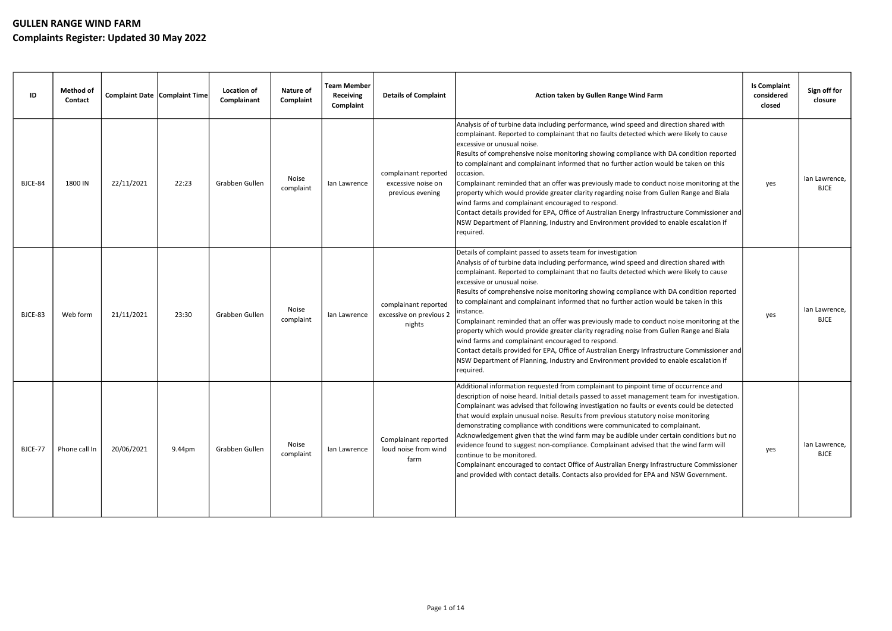# GULLEN RANGE WIND FARM

## Complaints Register: Updated 30 May 2022

| ID | Method of Contact | Complaint Date | Complaint Time | Location of Complainant | Nature of Complaint | Team Member Receiving Complaint | Details of Complaint | Action taken by Gullen Range Wind Farm | Is Complaint considered closed | Sign off for closure |
|---|---|---|---|---|---|---|---|---|---|---|
| BJCE-84 | 1800 IN | 22/11/2021 | 22:23 | Grabben Gullen | Noise complaint | Ian Lawrence | complainant reported excessive noise on previous evening | Analysis of of turbine data including performance, wind speed and direction shared with complainant. Reported to complainant that no faults detected which were likely to cause excessive or unusual noise.<br>Results of comprehensive noise monitoring showing compliance with DA condition reported to complainant and complainant informed that no further action would be taken on this occasion.<br>Complainant reminded that an offer was previously made to conduct noise monitoring at the property which would provide greater clarity regarding noise from Gullen Range and Biala wind farms and complainant encouraged to respond.<br>Contact details provided for EPA, Office of Australian Energy Infrastructure Commissioner and NSW Department of Planning, Industry and Environment provided to enable escalation if required. | yes | Ian Lawrence, BJCE |
| BJCE-83 | Web form | 21/11/2021 | 23:30 | Grabben Gullen | Noise complaint | Ian Lawrence | complainant reported excessive on previous 2 nights | Details of complaint passed to assets team for investigation<br>Analysis of of turbine data including performance, wind speed and direction shared with complainant. Reported to complainant that no faults detected which were likely to cause excessive or unusual noise.<br>Results of comprehensive noise monitoring showing compliance with DA condition reported to complainant and complainant informed that no further action would be taken in this instance.<br>Complainant reminded that an offer was previously made to conduct noise monitoring at the property which would provide greater clarity regrading noise from Gullen Range and Biala wind farms and complainant encouraged to respond.<br>Contact details provided for EPA, Office of Australian Energy Infrastructure Commissioner and NSW Department of Planning, Industry and Environment provided to enable escalation if required. | yes | Ian Lawrence, BJCE |
| BJCE-77 | Phone call In | 20/06/2021 | 9.44pm | Grabben Gullen | Noise complaint | Ian Lawrence | Complainant reported loud noise from wind farm | Additional information requested from complainant to pinpoint time of occurrence and description of noise heard. Initial details passed to asset management team for investigation. Complainant was advised that following investigation no faults or events could be detected that would explain unusual noise. Results from previous statutory noise monitoring demonstrating compliance with conditions were communicated to complainant. Acknowledgement given that the wind farm may be audible under certain conditions but no evidence found to suggest non-compliance. Complainant advised that the wind farm will continue to be monitored.<br>Complainant encouraged to contact Office of Australian Energy Infrastructure Commissioner and provided with contact details. Contacts also provided for EPA and NSW Government. | yes | Ian Lawrence, BJCE |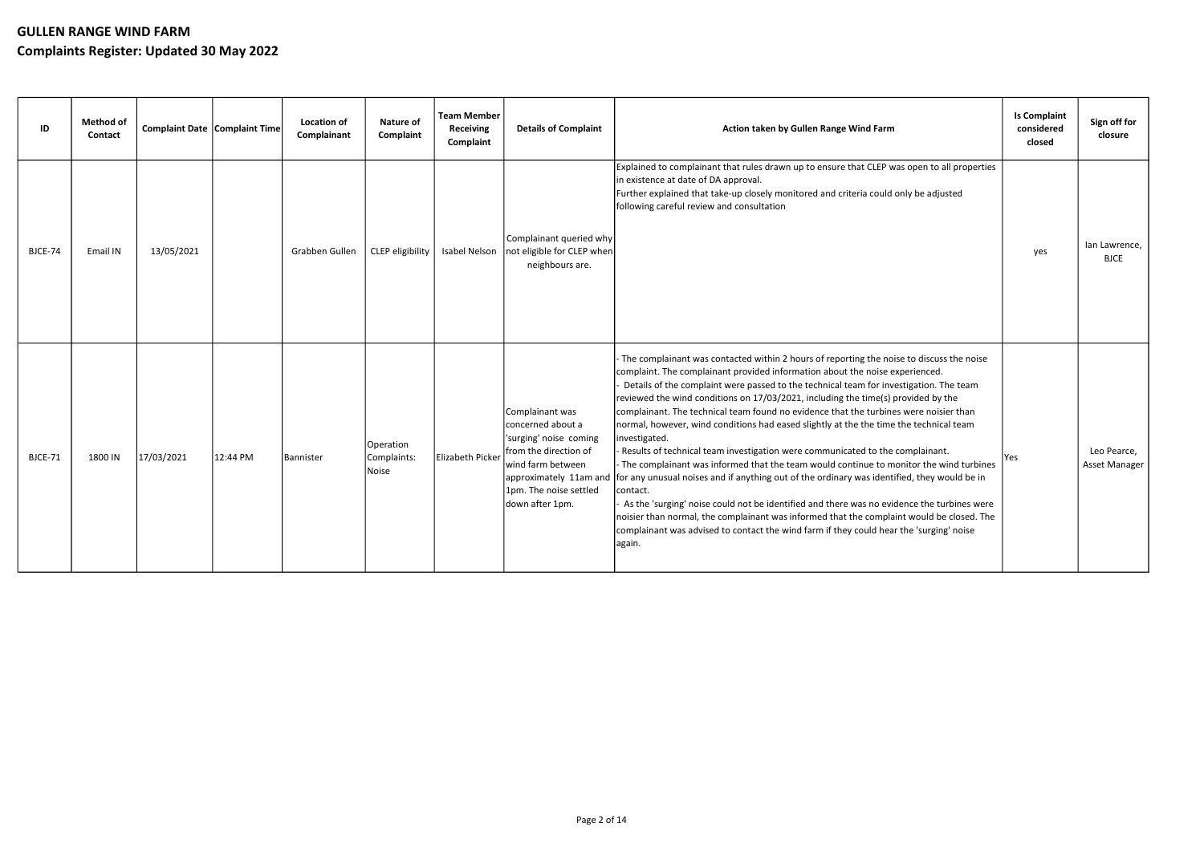**GULLEN RANGE WIND FARM**
**Complaints Register: Updated 30 May 2022**

| ID | Method of Contact | Complaint Date | Complaint Time | Location of Complainant | Nature of Complaint | Team Member Receiving Complaint | Details of Complaint | Action taken by Gullen Range Wind Farm | Is Complaint considered closed | Sign off for closure |
|---|---|---|---|---|---|---|---|---|---|---|
| BJCE-74 | Email IN | 13/05/2021 | | Grabben Gullen | CLEP eligibility | Isabel Nelson | Complainant queried why not eligible for CLEP when neighbours are. | Explained to complainant that rules drawn up to ensure that CLEP was open to all properties in existence at date of DA approval.<br>Further explained that take-up closely monitored and criteria could only be adjusted following careful review and consultation | yes | Ian Lawrence, BJCE |
| BJCE-71 | 1800 IN | 17/03/2021 | 12:44 PM | Bannister | Operation Complaints: Noise | Elizabeth Picker | Complainant was concerned about a 'surging' noise coming from the direction of wind farm between approximately 11am and 1pm. The noise settled down after 1pm. | - The complainant was contacted within 2 hours of reporting the noise to discuss the noise complaint. The complainant provided information about the noise experienced.<br>- Details of the complaint were passed to the technical team for investigation. The team reviewed the wind conditions on 17/03/2021, including the time(s) provided by the complainant. The technical team found no evidence that the turbines were noisier than normal, however, wind conditions had eased slightly at the the time the technical team investigated.<br>- Results of technical team investigation were communicated to the complainant.<br>- The complainant was informed that the team would continue to monitor the wind turbines for any unusual noises and if anything out of the ordinary was identified, they would be in contact.<br>- As the 'surging' noise could not be identified and there was no evidence the turbines were noisier than normal, the complainant was informed that the complaint would be closed. The complainant was advised to contact the wind farm if they could hear the 'surging' noise again. | Yes | Leo Pearce, Asset Manager |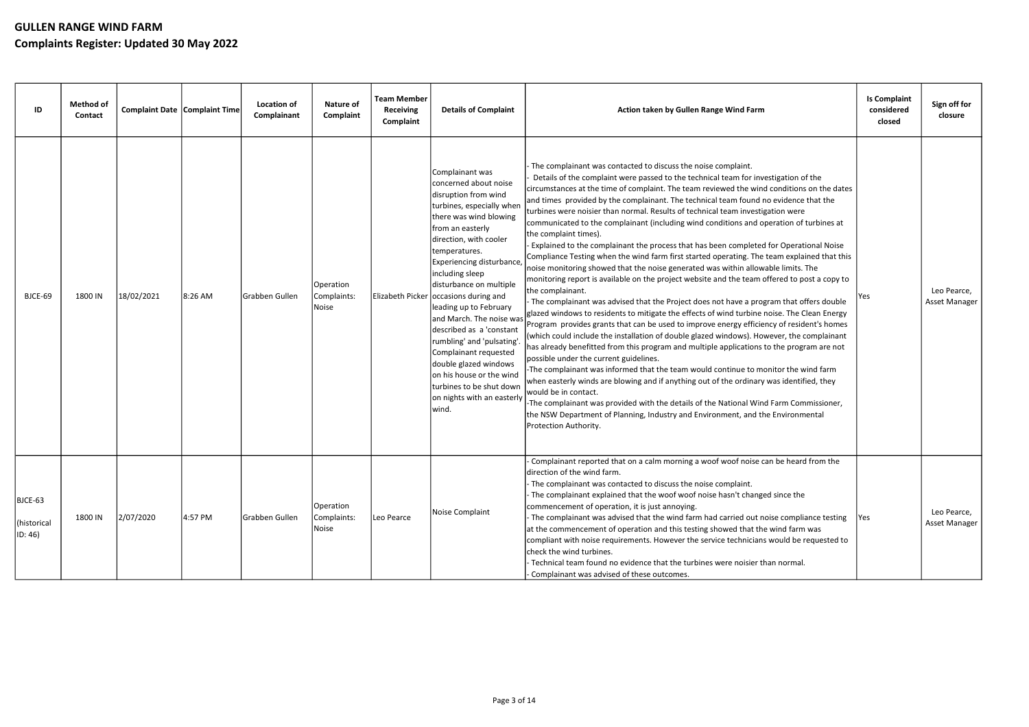# GULLEN RANGE WIND FARM
## Complaints Register: Updated 30 May 2022

| ID | Method of Contact | Complaint Date | Complaint Time | Location of Complainant | Nature of Complaint | Team Member Receiving Complaint | Details of Complaint | Action taken by Gullen Range Wind Farm | Is Complaint considered closed | Sign off for closure |
|---|---|---|---|---|---|---|---|---|---|---|
| BJCE-69 | 1800 IN | 18/02/2021 | 8:26 AM | Grabben Gullen | Operation Complaints: Noise | Elizabeth Picker | Complainant was concerned about noise disruption from wind turbines, especially when there was wind blowing from an easterly direction, with cooler temperatures. Experiencing disturbance, including sleep disturbance on multiple occasions during and leading up to February and March. The noise was described as a 'constant rumbling' and 'pulsating'. Complainant requested double glazed windows on his house or the wind turbines to be shut down on nights with an easterly wind. | - The complainant was contacted to discuss the noise complaint.<br>- Details of the complaint were passed to the technical team for investigation of the circumstances at the time of complaint. The team reviewed the wind conditions on the dates and times provided by the complainant. The technical team found no evidence that the turbines were noisier than normal. Results of technical team investigation were communicated to the complainant (including wind conditions and operation of turbines at the complaint times).<br>- Explained to the complainant the process that has been completed for Operational Noise Compliance Testing when the wind farm first started operating. The team explained that this noise monitoring showed that the noise generated was within allowable limits. The monitoring report is available on the project website and the team offered to post a copy to the complainant.<br>- The complainant was advised that the Project does not have a program that offers double glazed windows to residents to mitigate the effects of wind turbine noise. The Clean Energy Program provides grants that can be used to improve energy efficiency of resident's homes (which could include the installation of double glazed windows). However, the complainant has already benefitted from this program and multiple applications to the program are not possible under the current guidelines.<br>-The complainant was informed that the team would continue to monitor the wind farm when easterly winds are blowing and if anything out of the ordinary was identified, they would be in contact.<br>-The complainant was provided with the details of the National Wind Farm Commissioner, the NSW Department of Planning, Industry and Environment, and the Environmental Protection Authority. | Yes | Leo Pearce, Asset Manager |
| BJCE-63<br><br>(historical ID: 46) | 1800 IN | 2/07/2020 | 4:57 PM | Grabben Gullen | Operation Complaints: Noise | Leo Pearce | Noise Complaint | - Complainant reported that on a calm morning a woof woof noise can be heard from the direction of the wind farm.<br>- The complainant was contacted to discuss the noise complaint.<br>- The complainant explained that the woof woof noise hasn't changed since the commencement of operation, it is just annoying.<br>- The complainant was advised that the wind farm had carried out noise compliance testing at the commencement of operation and this testing showed that the wind farm was compliant with noise requirements. However the service technicians would be requested to check the wind turbines.<br>- Technical team found no evidence that the turbines were noisier than normal.<br>- Complainant was advised of these outcomes. | Yes | Leo Pearce, Asset Manager |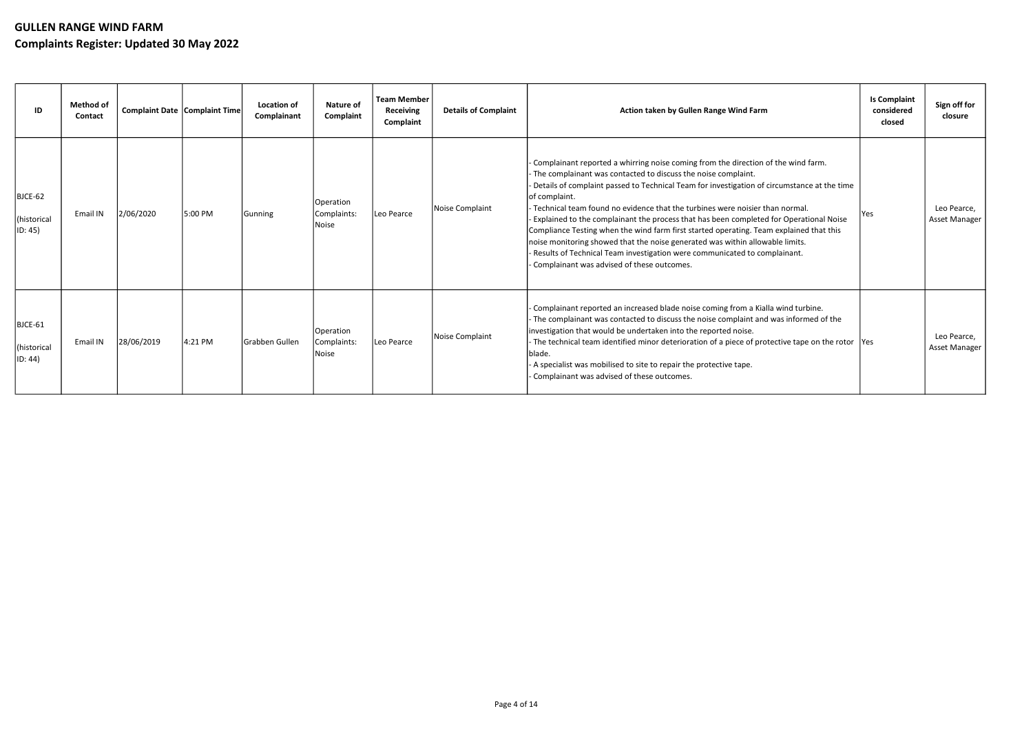# GULLEN RANGE WIND FARM

## Complaints Register: Updated 30 May 2022

| ID | Method of Contact | Complaint Date | Complaint Time | Location of Complainant | Nature of Complaint | Team Member Receiving Complaint | Details of Complaint | Action taken by Gullen Range Wind Farm | Is Complaint considered closed | Sign off for closure |
|---|---|---|---|---|---|---|---|---|---|---|
| BJCE-62 (historical ID: 45) | Email IN | 2/06/2020 | 5:00 PM | Gunning | Operation Complaints: Noise | Leo Pearce | Noise Complaint | - Complainant reported a whirring noise coming from the direction of the wind farm.<br>- The complainant was contacted to discuss the noise complaint.<br>- Details of complaint passed to Technical Team for investigation of circumstance at the time of complaint.<br>- Technical team found no evidence that the turbines were noisier than normal.<br>- Explained to the complainant the process that has been completed for Operational Noise Compliance Testing when the wind farm first started operating. Team explained that this noise monitoring showed that the noise generated was within allowable limits.<br>- Results of Technical Team investigation were communicated to complainant.<br>- Complainant was advised of these outcomes. | Yes | Leo Pearce, Asset Manager |
| BJCE-61 (historical ID: 44) | Email IN | 28/06/2019 | 4:21 PM | Grabben Gullen | Operation Complaints: Noise | Leo Pearce | Noise Complaint | - Complainant reported an increased blade noise coming from a Kialla wind turbine.<br>- The complainant was contacted to discuss the noise complaint and was informed of the investigation that would be undertaken into the reported noise.<br>- The technical team identified minor deterioration of a piece of protective tape on the rotor blade.<br>- A specialist was mobilised to site to repair the protective tape.<br>- Complainant was advised of these outcomes. | Yes | Leo Pearce, Asset Manager |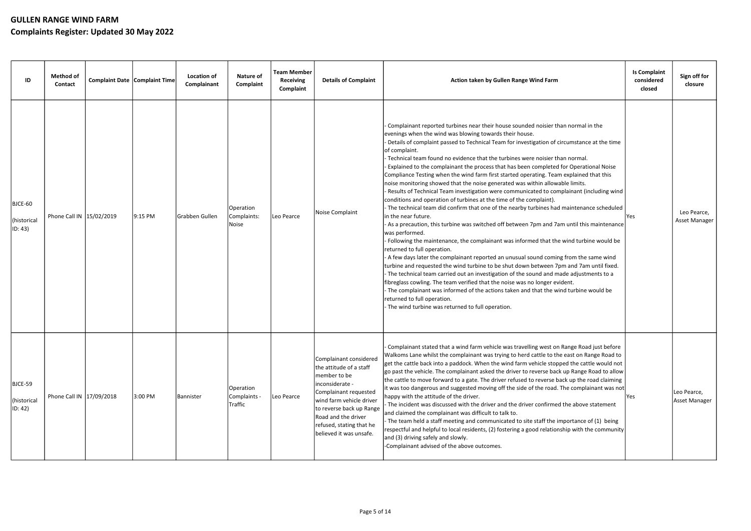**GULLEN RANGE WIND FARM**

**Complaints Register: Updated 30 May 2022**

| ID | Method of Contact | Complaint Date | Complaint Time | Location of Complainant | Nature of Complaint | Team Member Receiving Complaint | Details of Complaint | Action taken by Gullen Range Wind Farm | Is Complaint considered closed | Sign off for closure |
|---|---|---|---|---|---|---|---|---|---|---|
| BJCE-60 (historical ID: 43) | Phone Call IN | 15/02/2019 | 9:15 PM | Grabben Gullen | Operation Complaints: Noise | Leo Pearce | Noise Complaint | - Complainant reported turbines near their house sounded noisier than normal in the evenings when the wind was blowing towards their house.<br>- Details of complaint passed to Technical Team for investigation of circumstance at the time of complaint.<br>- Technical team found no evidence that the turbines were noisier than normal.<br>- Explained to the complainant the process that has been completed for Operational Noise Compliance Testing when the wind farm first started operating. Team explained that this noise monitoring showed that the noise generated was within allowable limits.<br>- Results of Technical Team investigation were communicated to complainant (including wind conditions and operation of turbines at the time of the complaint).<br>- The technical team did confirm that one of the nearby turbines had maintenance scheduled in the near future.<br>- As a precaution, this turbine was switched off between 7pm and 7am until this maintenance was performed.<br>- Following the maintenance, the complainant was informed that the wind turbine would be returned to full operation.<br>- A few days later the complainant reported an unusual sound coming from the same wind turbine and requested the wind turbine to be shut down between 7pm and 7am until fixed.<br>- The technical team carried out an investigation of the sound and made adjustments to a fibreglass cowling. The team verified that the noise was no longer evident.<br>- The complainant was informed of the actions taken and that the wind turbine would be returned to full operation.<br>- The wind turbine was returned to full operation. | Yes | Leo Pearce, Asset Manager |
| BJCE-59 (historical ID: 42) | Phone Call IN | 17/09/2018 | 3:00 PM | Bannister | Operation Complaints - Traffic | Leo Pearce | Complainant considered the attitude of a staff member to be inconsiderate - Complainant requested wind farm vehicle driver to reverse back up Range Road and the driver refused, stating that he believed it was unsafe. | - Complainant stated that a wind farm vehicle was travelling west on Range Road just before Walkoms Lane whilst the complainant was trying to herd cattle to the east on Range Road to get the cattle back into a paddock. When the wind farm vehicle stopped the cattle would not go past the vehicle. The complainant asked the driver to reverse back up Range Road to allow the cattle to move forward to a gate. The driver refused to reverse back up the road claiming it was too dangerous and suggested moving off the side of the road. The complainant was not happy with the attitude of the driver.<br>- The incident was discussed with the driver and the driver confirmed the above statement and claimed the complainant was difficult to talk to.<br>- The team held a staff meeting and communicated to site staff the importance of (1) being respectful and helpful to local residents, (2) fostering a good relationship with the community and (3) driving safely and slowly.<br>-Complainant advised of the above outcomes. | Yes | Leo Pearce, Asset Manager |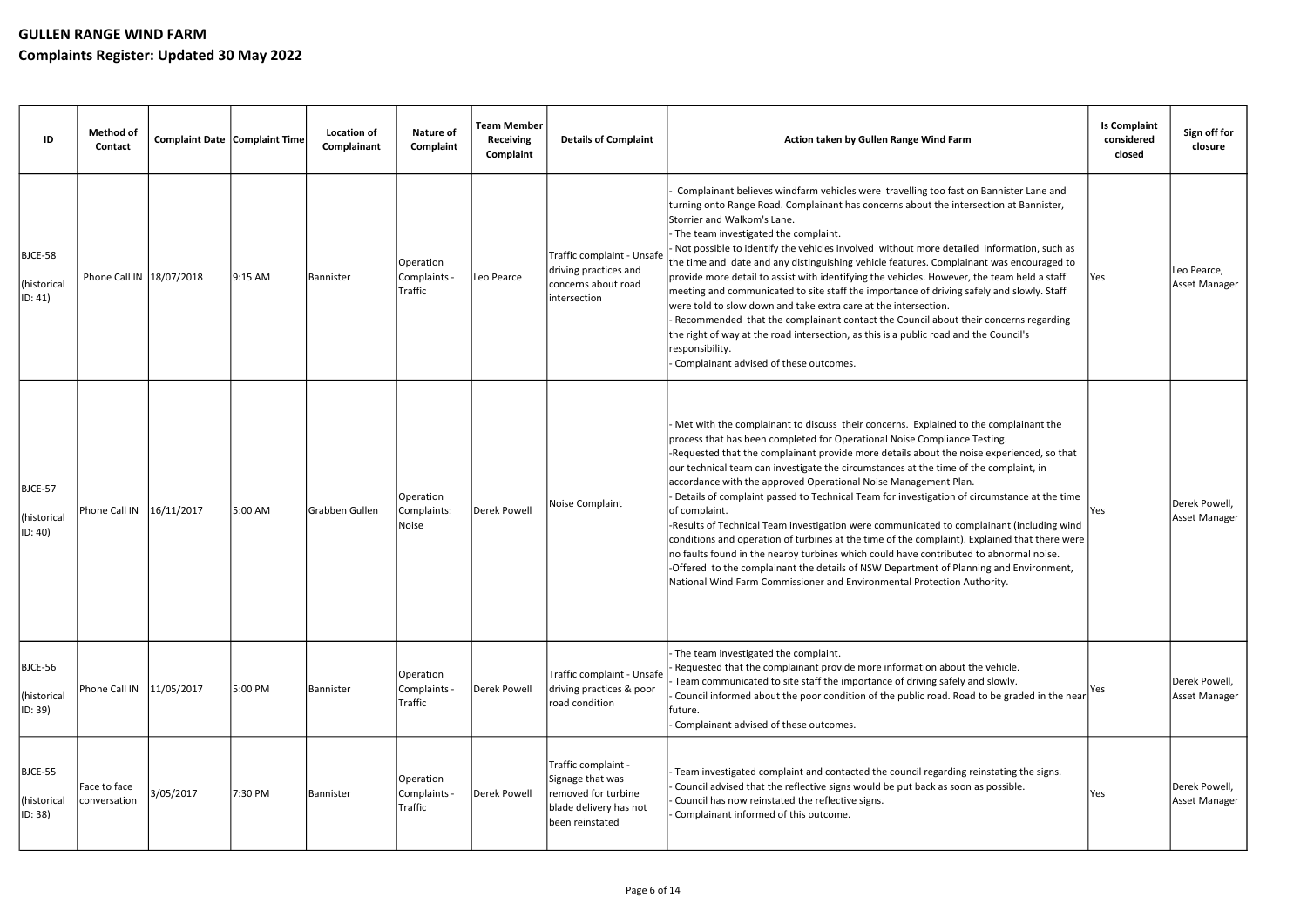# GULLEN RANGE WIND FARM

## Complaints Register: Updated 30 May 2022

| ID | Method of Contact | Complaint Date | Complaint Time | Location of Complainant | Nature of Complaint | Team Member Receiving Complaint | Details of Complaint | Action taken by Gullen Range Wind Farm | Is Complaint considered closed | Sign off for closure |
|---|---|---|---|---|---|---|---|---|---|---|
| BJCE-58 (historical ID: 41) | Phone Call IN | 18/07/2018 | 9:15 AM | Bannister | Operation Complaints - Traffic | Leo Pearce | Traffic complaint - Unsafe driving practices and concerns about road intersection | - Complainant believes windfarm vehicles were travelling too fast on Bannister Lane and turning onto Range Road. Complainant has concerns about the intersection at Bannister, Storrier and Walkom's Lane.<br>- The team investigated the complaint.<br>- Not possible to identify the vehicles involved without more detailed information, such as the time and date and any distinguishing vehicle features. Complainant was encouraged to provide more detail to assist with identifying the vehicles. However, the team held a staff meeting and communicated to site staff the importance of driving safely and slowly. Staff were told to slow down and take extra care at the intersection.<br>- Recommended that the complainant contact the Council about their concerns regarding the right of way at the road intersection, as this is a public road and the Council's responsibility.<br>- Complainant advised of these outcomes. | Yes | Leo Pearce, Asset Manager |
| BJCE-57 (historical ID: 40) | Phone Call IN | 16/11/2017 | 5:00 AM | Grabben Gullen | Operation Complaints: Noise | Derek Powell | Noise Complaint | - Met with the complainant to discuss their concerns. Explained to the complainant the process that has been completed for Operational Noise Compliance Testing.<br>-Requested that the complainant provide more details about the noise experienced, so that our technical team can investigate the circumstances at the time of the complaint, in accordance with the approved Operational Noise Management Plan.<br>- Details of complaint passed to Technical Team for investigation of circumstance at the time of complaint.<br>-Results of Technical Team investigation were communicated to complainant (including wind conditions and operation of turbines at the time of the complaint). Explained that there were no faults found in the nearby turbines which could have contributed to abnormal noise.<br>-Offered to the complainant the details of NSW Department of Planning and Environment, National Wind Farm Commissioner and Environmental Protection Authority. | Yes | Derek Powell, Asset Manager |
| BJCE-56 (historical ID: 39) | Phone Call IN | 11/05/2017 | 5:00 PM | Bannister | Operation Complaints - Traffic | Derek Powell | Traffic complaint - Unsafe driving practices & poor road condition | - The team investigated the complaint.<br>- Requested that the complainant provide more information about the vehicle.<br>- Team communicated to site staff the importance of driving safely and slowly.<br>- Council informed about the poor condition of the public road. Road to be graded in the near future.<br>- Complainant advised of these outcomes. | Yes | Derek Powell, Asset Manager |
| BJCE-55 (historical ID: 38) | Face to face conversation | 3/05/2017 | 7:30 PM | Bannister | Operation Complaints - Traffic | Derek Powell | Traffic complaint - Signage that was removed for turbine blade delivery has not been reinstated | - Team investigated complaint and contacted the council regarding reinstating the signs.<br>- Council advised that the reflective signs would be put back as soon as possible.<br>- Council has now reinstated the reflective signs.<br>- Complainant informed of this outcome. | Yes | Derek Powell, Asset Manager |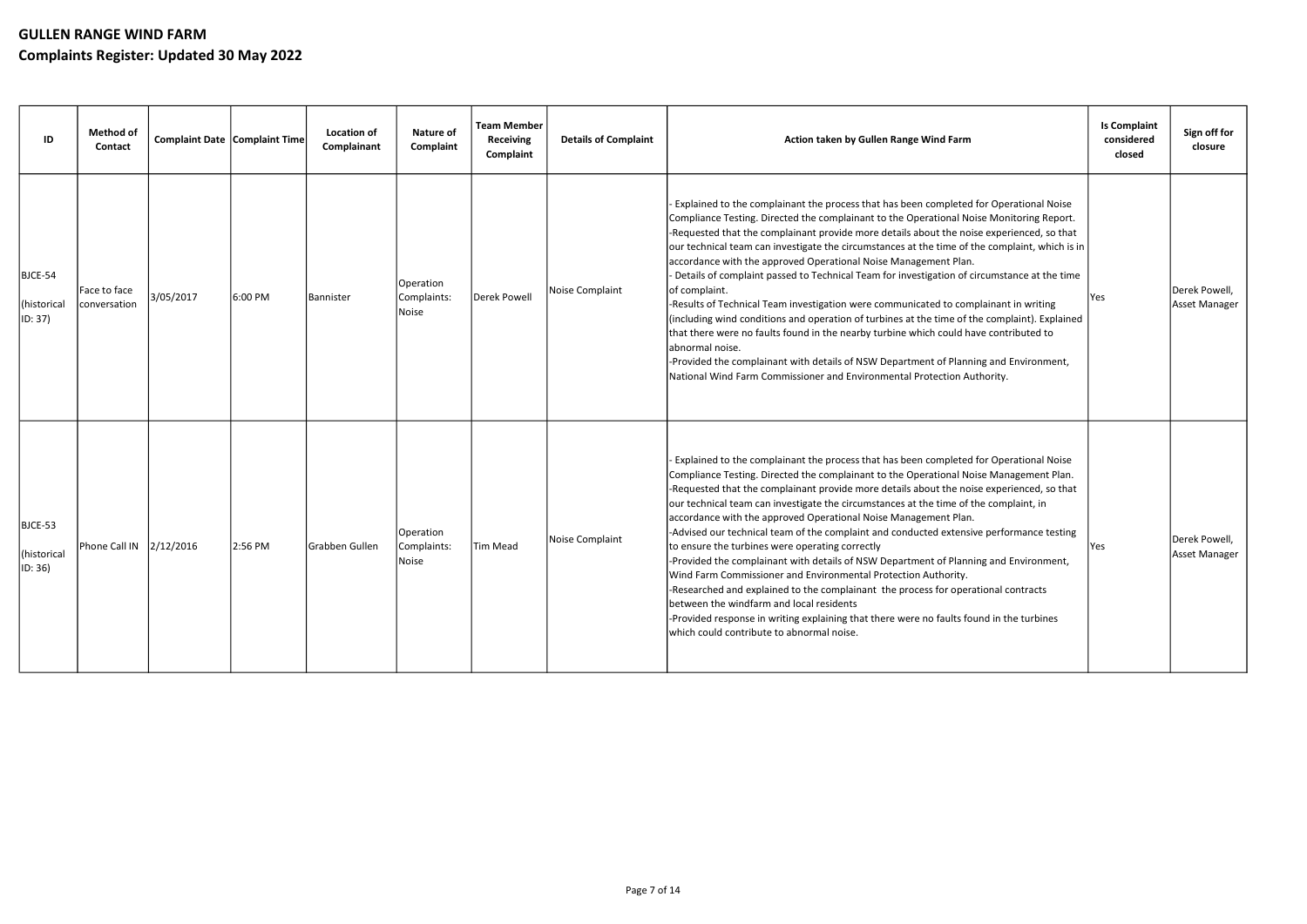# GULLEN RANGE WIND FARM

## Complaints Register: Updated 30 May 2022

| ID | Method of Contact | Complaint Date | Complaint Time | Location of Complainant | Nature of Complaint | Team Member Receiving Complaint | Details of Complaint | Action taken by Gullen Range Wind Farm | Is Complaint considered closed | Sign off for closure |
|---|---|---|---|---|---|---|---|---|---|---|
| BJCE-54 (historical ID: 37) | Face to face conversation | 3/05/2017 | 6:00 PM | Bannister | Operation Complaints: Noise | Derek Powell | Noise Complaint | - Explained to the complainant the process that has been completed for Operational Noise Compliance Testing. Directed the complainant to the Operational Noise Monitoring Report.<br>-Requested that the complainant provide more details about the noise experienced, so that our technical team can investigate the circumstances at the time of the complaint, which is in accordance with the approved Operational Noise Management Plan.<br>- Details of complaint passed to Technical Team for investigation of circumstance at the time of complaint.<br>-Results of Technical Team investigation were communicated to complainant in writing (including wind conditions and operation of turbines at the time of the complaint). Explained that there were no faults found in the nearby turbine which could have contributed to abnormal noise.<br>-Provided the complainant with details of NSW Department of Planning and Environment, National Wind Farm Commissioner and Environmental Protection Authority. | Yes | Derek Powell, Asset Manager |
| BJCE-53 (historical ID: 36) | Phone Call IN | 2/12/2016 | 2:56 PM | Grabben Gullen | Operation Complaints: Noise | Tim Mead | Noise Complaint | - Explained to the complainant the process that has been completed for Operational Noise Compliance Testing. Directed the complainant to the Operational Noise Management Plan.<br>-Requested that the complainant provide more details about the noise experienced, so that our technical team can investigate the circumstances at the time of the complaint, in accordance with the approved Operational Noise Management Plan.<br>-Advised our technical team of the complaint and conducted extensive performance testing to ensure the turbines were operating correctly<br>-Provided the complainant with details of NSW Department of Planning and Environment, Wind Farm Commissioner and Environmental Protection Authority.<br>-Researched and explained to the complainant the process for operational contracts between the windfarm and local residents<br>-Provided response in writing explaining that there were no faults found in the turbines which could contribute to abnormal noise. | Yes | Derek Powell, Asset Manager |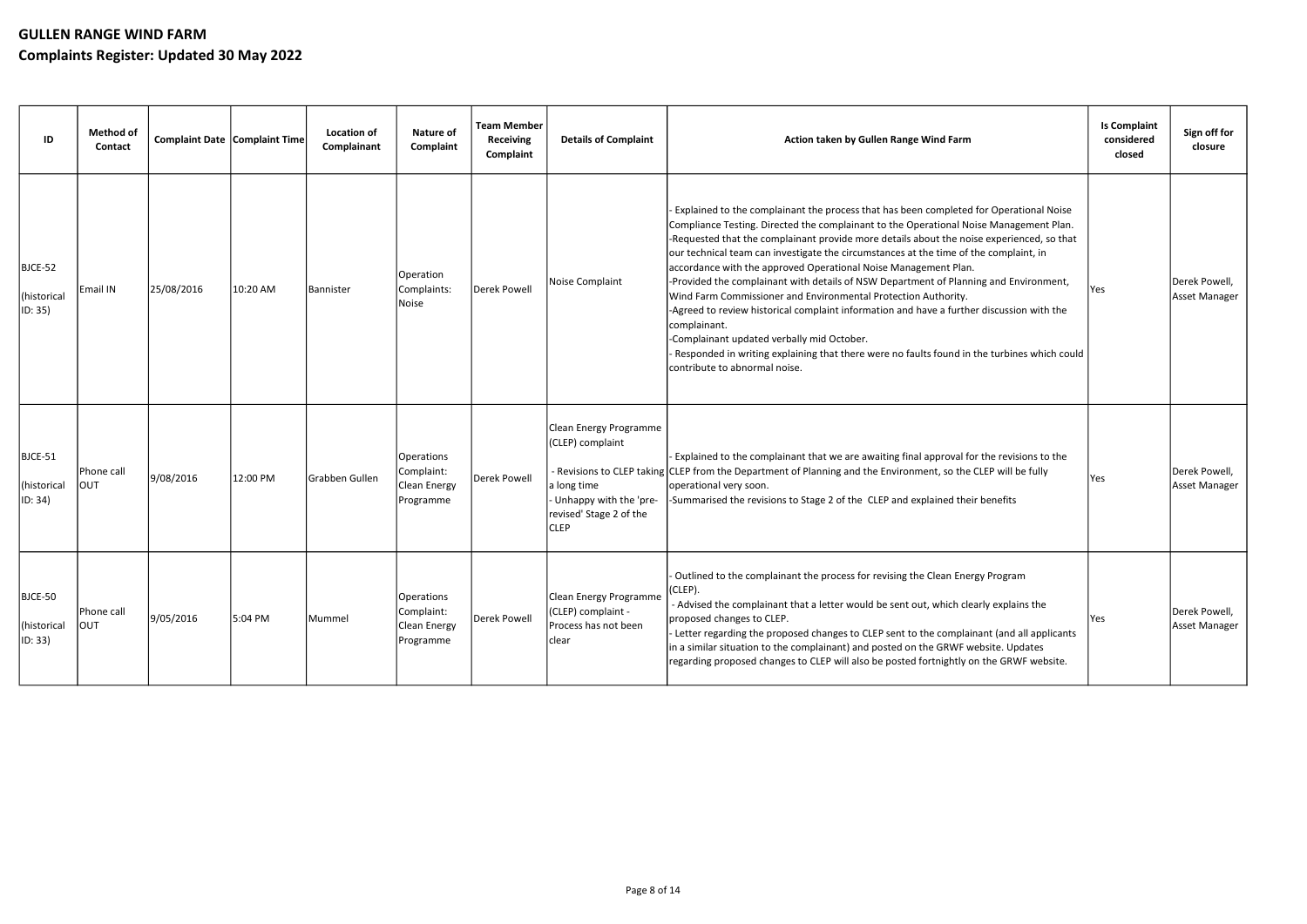# GULLEN RANGE WIND FARM

## Complaints Register: Updated 30 May 2022

| ID | Method of Contact | Complaint Date | Complaint Time | Location of Complainant | Nature of Complaint | Team Member Receiving Complaint | Details of Complaint | Action taken by Gullen Range Wind Farm | Is Complaint considered closed | Sign off for closure |
|---|---|---|---|---|---|---|---|---|---|---|
| BJCE-52 (historical ID: 35) | Email IN | 25/08/2016 | 10:20 AM | Bannister | Operation Complaints: Noise | Derek Powell | Noise Complaint | - Explained to the complainant the process that has been completed for Operational Noise Compliance Testing. Directed the complainant to the Operational Noise Management Plan.<br>-Requested that the complainant provide more details about the noise experienced, so that our technical team can investigate the circumstances at the time of the complaint, in accordance with the approved Operational Noise Management Plan.<br>-Provided the complainant with details of NSW Department of Planning and Environment, Wind Farm Commissioner and Environmental Protection Authority.<br>-Agreed to review historical complaint information and have a further discussion with the complainant.<br>-Complainant updated verbally mid October.<br>- Responded in writing explaining that there were no faults found in the turbines which could contribute to abnormal noise. | Yes | Derek Powell, Asset Manager |
| BJCE-51 (historical ID: 34) | Phone call OUT | 9/08/2016 | 12:00 PM | Grabben Gullen | Operations Complaint: Clean Energy Programme | Derek Powell | Clean Energy Programme (CLEP) complaint<br>- Revisions to CLEP taking a long time<br>- Unhappy with the 'pre-revised' Stage 2 of the CLEP | - Explained to the complainant that we are awaiting final approval for the revisions to the CLEP from the Department of Planning and the Environment, so the CLEP will be fully operational very soon.<br>-Summarised the revisions to Stage 2 of the CLEP and explained their benefits | Yes | Derek Powell, Asset Manager |
| BJCE-50 (historical ID: 33) | Phone call OUT | 9/05/2016 | 5:04 PM | Mummel | Operations Complaint: Clean Energy Programme | Derek Powell | Clean Energy Programme (CLEP) complaint - Process has not been clear | - Outlined to the complainant the process for revising the Clean Energy Program (CLEP).<br>- Advised the complainant that a letter would be sent out, which clearly explains the proposed changes to CLEP.<br>- Letter regarding the proposed changes to CLEP sent to the complainant (and all applicants in a similar situation to the complainant) and posted on the GRWF website. Updates regarding proposed changes to CLEP will also be posted fortnightly on the GRWF website. | Yes | Derek Powell, Asset Manager |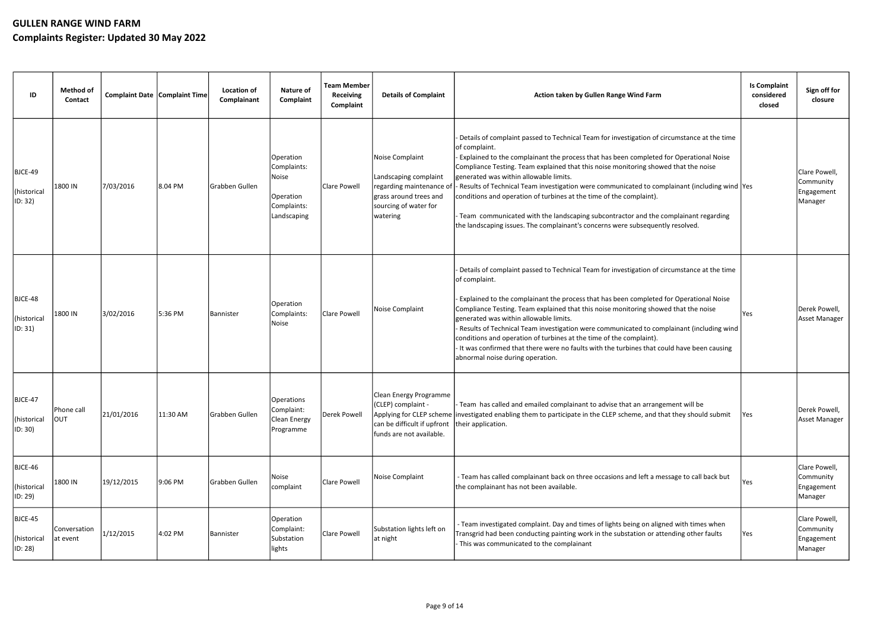# GULLEN RANGE WIND FARM

## Complaints Register: Updated 30 May 2022

| ID | Method of Contact | Complaint Date | Complaint Time | Location of Complainant | Nature of Complaint | Team Member Receiving Complaint | Details of Complaint | Action taken by Gullen Range Wind Farm | Is Complaint considered closed | Sign off for closure |
|---|---|---|---|---|---|---|---|---|---|---|
| BJCE-49<br><br>(historical ID: 32) | 1800 IN | 7/03/2016 | 8.04 PM | Grabben Gullen | Operation Complaints: Noise<br><br>Operation Complaints: Landscaping | Clare Powell | Noise Complaint<br><br>Landscaping complaint regarding maintenance of grass around trees and sourcing of water for watering | - Details of complaint passed to Technical Team for investigation of circumstance at the time of complaint.<br>- Explained to the complainant the process that has been completed for Operational Noise Compliance Testing. Team explained that this noise monitoring showed that the noise generated was within allowable limits.<br>- Results of Technical Team investigation were communicated to complainant (including wind conditions and operation of turbines at the time of the complaint).<br><br>- Team communicated with the landscaping subcontractor and the complainant regarding the landscaping issues. The complainant's concerns were subsequently resolved. | Yes | Clare Powell, Community Engagement Manager |
| BJCE-48<br><br>(historical ID: 31) | 1800 IN | 3/02/2016 | 5:36 PM | Bannister | Operation Complaints: Noise | Clare Powell | Noise Complaint | - Details of complaint passed to Technical Team for investigation of circumstance at the time of complaint.<br><br>- Explained to the complainant the process that has been completed for Operational Noise Compliance Testing. Team explained that this noise monitoring showed that the noise generated was within allowable limits.<br>- Results of Technical Team investigation were communicated to complainant (including wind conditions and operation of turbines at the time of the complaint).<br>- It was confirmed that there were no faults with the turbines that could have been causing abnormal noise during operation. | Yes | Derek Powell, Asset Manager |
| BJCE-47<br><br>(historical ID: 30) | Phone call OUT | 21/01/2016 | 11:30 AM | Grabben Gullen | Operations Complaint: Clean Energy Programme | Derek Powell | Clean Energy Programme (CLEP) complaint - Applying for CLEP scheme can be difficult if upfront funds are not available. | - Team has called and emailed complainant to advise that an arrangement will be investigated enabling them to participate in the CLEP scheme, and that they should submit their application. | Yes | Derek Powell, Asset Manager |
| BJCE-46<br><br>(historical ID: 29) | 1800 IN | 19/12/2015 | 9:06 PM | Grabben Gullen | Noise complaint | Clare Powell | Noise Complaint | - Team has called complainant back on three occasions and left a message to call back but the complainant has not been available. | Yes | Clare Powell, Community Engagement Manager |
| BJCE-45<br><br>(historical ID: 28) | Conversation at event | 1/12/2015 | 4:02 PM | Bannister | Operation Complaint: Substation lights | Clare Powell | Substation lights left on at night | - Team investigated complaint. Day and times of lights being on aligned with times when Transgrid had been conducting painting work in the substation or attending other faults<br>- This was communicated to the complainant | Yes | Clare Powell, Community Engagement Manager |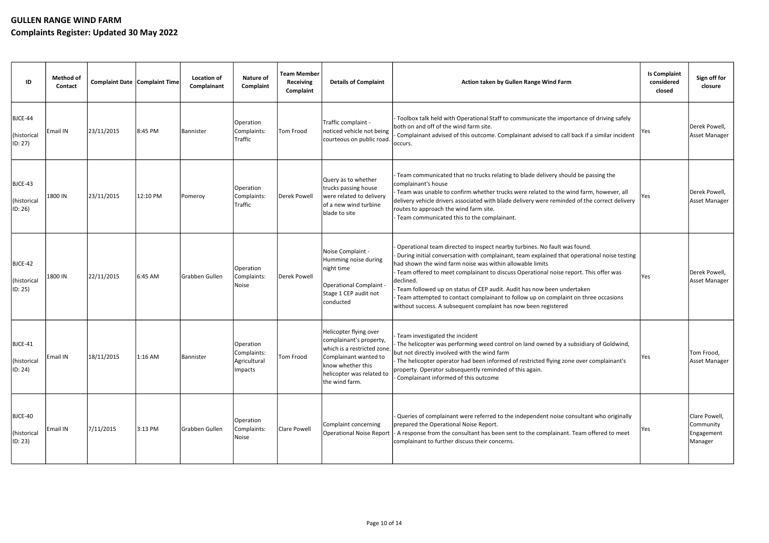# GULLEN RANGE WIND FARM

## Complaints Register: Updated 30 May 2022

| ID | Method of Contact | Complaint Date | Complaint Time | Location of Complainant | Nature of Complaint | Team Member Receiving Complaint | Details of Complaint | Action taken by Gullen Range Wind Farm | Is Complaint considered closed | Sign off for closure |
|---|---|---|---|---|---|---|---|---|---|---|
| BJCE-44 (historical ID: 27) | Email IN | 23/11/2015 | 8:45 PM | Bannister | Operation Complaints: Traffic | Tom Frood | Traffic complaint - noticed vehicle not being courteous on public road. | - Toolbox talk held with Operational Staff to communicate the importance of driving safely both on and off of the wind farm site.<br>- Complainant advised of this outcome. Complainant advised to call back if a similar incident occurs. | Yes | Derek Powell, Asset Manager |
| BJCE-43 (historical ID: 26) | 1800 IN | 23/11/2015 | 12:10 PM | Pomeroy | Operation Complaints: Traffic | Derek Powell | Query as to whether trucks passing house were related to delivery of a new wind turbine blade to site | - Team communicated that no trucks relating to blade delivery should be passing the complainant's house<br>- Team was unable to confirm whether trucks were related to the wind farm, however, all delivery vehicle drivers associated with blade delivery were reminded of the correct delivery routes to approach the wind farm site.<br>- Team communicated this to the complainant. | Yes | Derek Powell, Asset Manager |
| BJCE-42 (historical ID: 25) | 1800 IN | 22/11/2015 | 6:45 AM | Grabben Gullen | Operation Complaints: Noise | Derek Powell | Noise Complaint - Humming noise during night time<br><br>Operational Complaint - Stage 1 CEP audit not conducted | - Operational team directed to inspect nearby turbines. No fault was found.<br>- During initial conversation with complainant, team explained that operational noise testing had shown the wind farm noise was within allowable limits<br>- Team offered to meet complainant to discuss Operational noise report. This offer was declined.<br>- Team followed up on status of CEP audit. Audit has now been undertaken<br>- Team attempted to contact complainant to follow up on complaint on three occasions without success. A subsequent complaint has now been registered | Yes | Derek Powell, Asset Manager |
| BJCE-41 (historical ID: 24) | Email IN | 18/11/2015 | 1:16 AM | Bannister | Operation Complaints: Agricultural Impacts | Tom Frood | Helicopter flying over complainant's property, which is a restricted zone. Complainant wanted to know whether this helicopter was related to the wind farm. | - Team investigated the incident<br>- The helicopter was performing weed control on land owned by a subsidiary of Goldwind, but not directly involved with the wind farm<br>- The helicopter operator had been informed of restricted flying zone over complainant's property. Operator subsequently reminded of this again.<br>- Complainant informed of this outcome | Yes | Tom Frood, Asset Manager |
| BJCE-40 (historical ID: 23) | Email IN | 7/11/2015 | 3:13 PM | Grabben Gullen | Operation Complaints: Noise | Clare Powell | Complaint concerning Operational Noise Report | - Queries of complainant were referred to the independent noise consultant who originally prepared the Operational Noise Report.<br>- A response from the consultant has been sent to the complainant. Team offered to meet complainant to further discuss their concerns. | Yes | Clare Powell, Community Engagement Manager |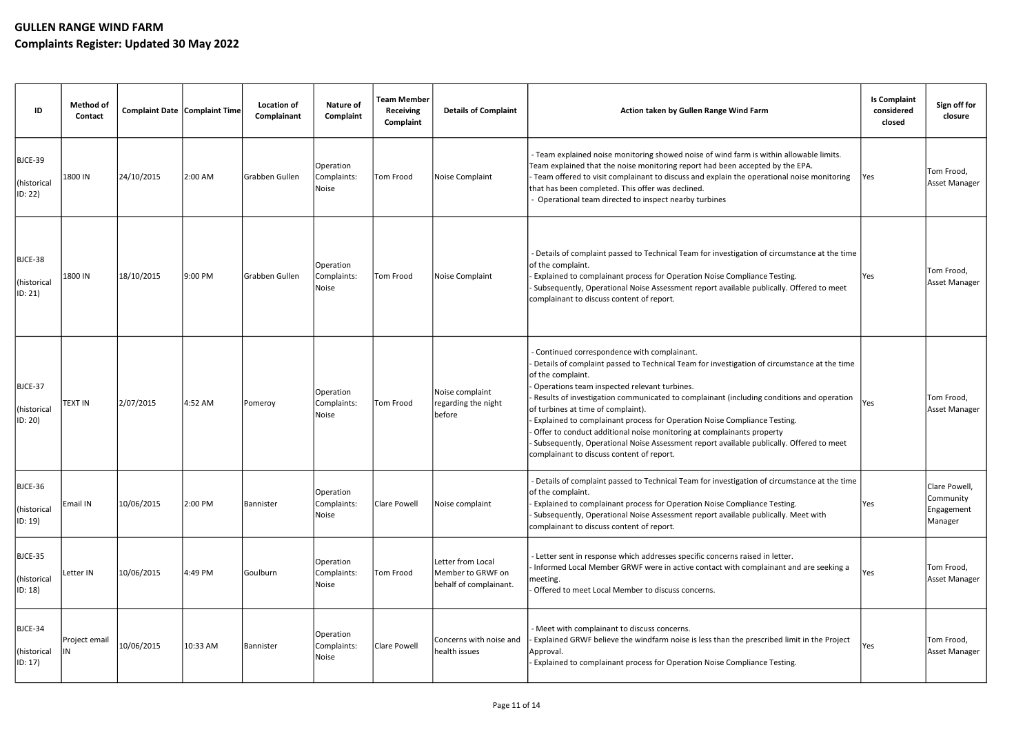# GULLEN RANGE WIND FARM

## Complaints Register: Updated 30 May 2022

| ID | Method of Contact | Complaint Date | Complaint Time | Location of Complainant | Nature of Complaint | Team Member Receiving Complaint | Details of Complaint | Action taken by Gullen Range Wind Farm | Is Complaint considered closed | Sign off for closure |
|---|---|---|---|---|---|---|---|---|---|---|
| BJCE-39 (historical ID: 22) | 1800 IN | 24/10/2015 | 2:00 AM | Grabben Gullen | Operation Complaints: Noise | Tom Frood | Noise Complaint | - Team explained noise monitoring showed noise of wind farm is within allowable limits. Team explained that the noise monitoring report had been accepted by the EPA.<br>- Team offered to visit complainant to discuss and explain the operational noise monitoring that has been completed. This offer was declined.<br>- Operational team directed to inspect nearby turbines | Yes | Tom Frood, Asset Manager |
| BJCE-38 (historical ID: 21) | 1800 IN | 18/10/2015 | 9:00 PM | Grabben Gullen | Operation Complaints: Noise | Tom Frood | Noise Complaint | - Details of complaint passed to Technical Team for investigation of circumstance at the time of the complaint.<br>- Explained to complainant process for Operation Noise Compliance Testing.<br>- Subsequently, Operational Noise Assessment report available publically. Offered to meet complainant to discuss content of report. | Yes | Tom Frood, Asset Manager |
| BJCE-37 (historical ID: 20) | TEXT IN | 2/07/2015 | 4:52 AM | Pomeroy | Operation Complaints: Noise | Tom Frood | Noise complaint regarding the night before | - Continued correspondence with complainant.<br>- Details of complaint passed to Technical Team for investigation of circumstance at the time of the complaint.<br>- Operations team inspected relevant turbines.<br>- Results of investigation communicated to complainant (including conditions and operation of turbines at time of complaint).<br>- Explained to complainant process for Operation Noise Compliance Testing.<br>- Offer to conduct additional noise monitoring at complainants property<br>- Subsequently, Operational Noise Assessment report available publically. Offered to meet complainant to discuss content of report. | Yes | Tom Frood, Asset Manager |
| BJCE-36 (historical ID: 19) | Email IN | 10/06/2015 | 2:00 PM | Bannister | Operation Complaints: Noise | Clare Powell | Noise complaint | - Details of complaint passed to Technical Team for investigation of circumstance at the time of the complaint.<br>- Explained to complainant process for Operation Noise Compliance Testing.<br>- Subsequently, Operational Noise Assessment report available publically. Meet with complainant to discuss content of report. | Yes | Clare Powell, Community Engagement Manager |
| BJCE-35 (historical ID: 18) | Letter IN | 10/06/2015 | 4:49 PM | Goulburn | Operation Complaints: Noise | Tom Frood | Letter from Local Member to GRWF on behalf of complainant. | - Letter sent in response which addresses specific concerns raised in letter.<br>- Informed Local Member GRWF were in active contact with complainant and are seeking a meeting.<br>- Offered to meet Local Member to discuss concerns. | Yes | Tom Frood, Asset Manager |
| BJCE-34 (historical ID: 17) | Project email IN | 10/06/2015 | 10:33 AM | Bannister | Operation Complaints: Noise | Clare Powell | Concerns with noise and health issues | - Meet with complainant to discuss concerns.<br>- Explained GRWF believe the windfarm noise is less than the prescribed limit in the Project Approval.<br>- Explained to complainant process for Operation Noise Compliance Testing. | Yes | Tom Frood, Asset Manager |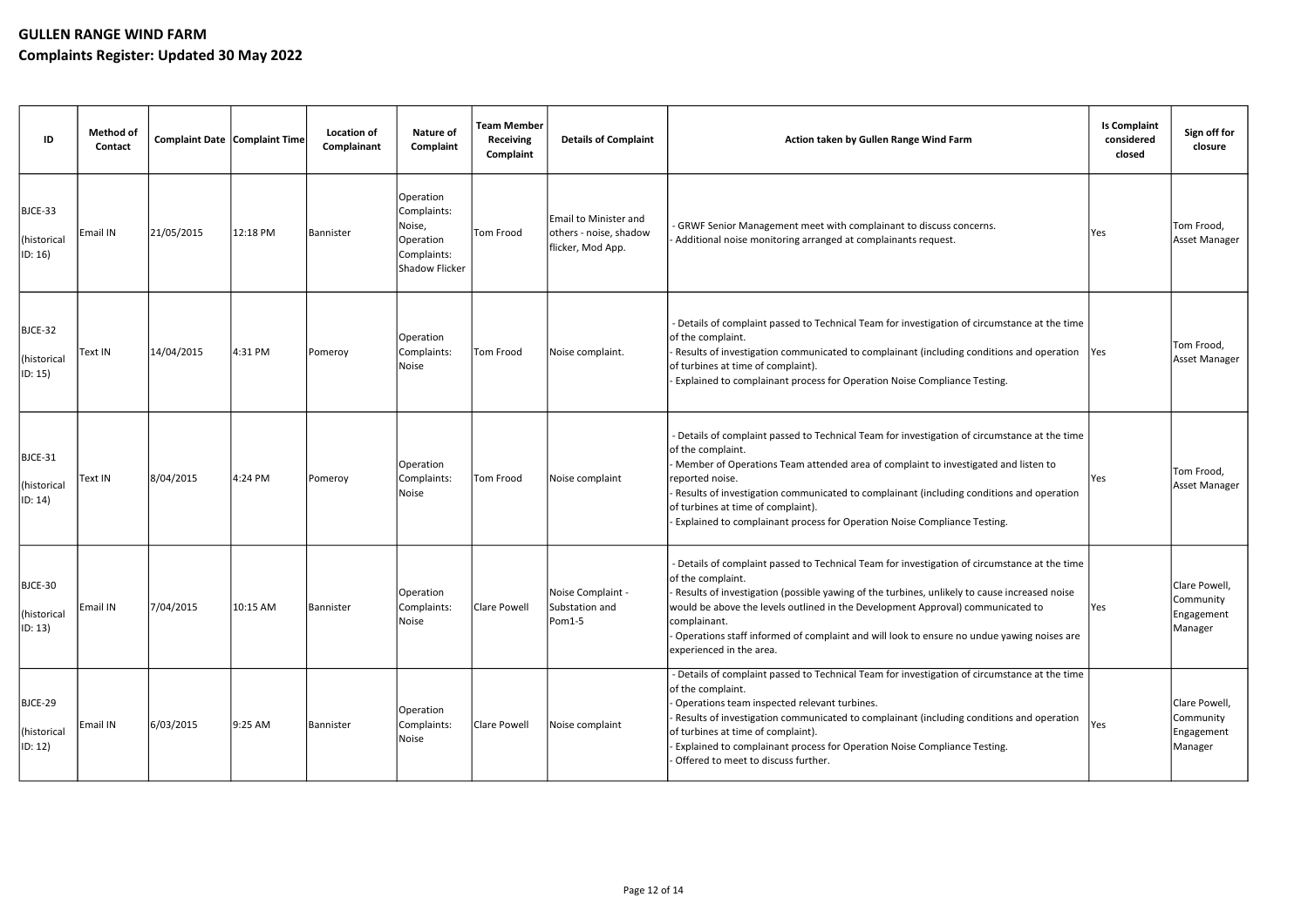# GULLEN RANGE WIND FARM

## Complaints Register: Updated 30 May 2022

| ID | Method of Contact | Complaint Date | Complaint Time | Location of Complainant | Nature of Complaint | Team Member Receiving Complaint | Details of Complaint | Action taken by Gullen Range Wind Farm | Is Complaint considered closed | Sign off for closure |
|---|---|---|---|---|---|---|---|---|---|---|
| BJCE-33 (historical ID: 16) | Email IN | 21/05/2015 | 12:18 PM | Bannister | Operation Complaints: Noise, Operation Complaints: Shadow Flicker | Tom Frood | Email to Minister and others - noise, shadow flicker, Mod App. | - GRWF Senior Management meet with complainant to discuss concerns.<br>- Additional noise monitoring arranged at complainants request. | Yes | Tom Frood, Asset Manager |
| BJCE-32 (historical ID: 15) | Text IN | 14/04/2015 | 4:31 PM | Pomeroy | Operation Complaints: Noise | Tom Frood | Noise complaint. | - Details of complaint passed to Technical Team for investigation of circumstance at the time of the complaint.<br>- Results of investigation communicated to complainant (including conditions and operation of turbines at time of complaint).<br>- Explained to complainant process for Operation Noise Compliance Testing. | Yes | Tom Frood, Asset Manager |
| BJCE-31 (historical ID: 14) | Text IN | 8/04/2015 | 4:24 PM | Pomeroy | Operation Complaints: Noise | Tom Frood | Noise complaint | - Details of complaint passed to Technical Team for investigation of circumstance at the time of the complaint.<br>- Member of Operations Team attended area of complaint to investigated and listen to reported noise.<br>- Results of investigation communicated to complainant (including conditions and operation of turbines at time of complaint).<br>- Explained to complainant process for Operation Noise Compliance Testing. | Yes | Tom Frood, Asset Manager |
| BJCE-30 (historical ID: 13) | Email IN | 7/04/2015 | 10:15 AM | Bannister | Operation Complaints: Noise | Clare Powell | Noise Complaint - Substation and Pom1-5 | - Details of complaint passed to Technical Team for investigation of circumstance at the time of the complaint.<br>- Results of investigation (possible yawing of the turbines, unlikely to cause increased noise would be above the levels outlined in the Development Approval) communicated to complainant.<br>- Operations staff informed of complaint and will look to ensure no undue yawing noises are experienced in the area. | Yes | Clare Powell, Community Engagement Manager |
| BJCE-29 (historical ID: 12) | Email IN | 6/03/2015 | 9:25 AM | Bannister | Operation Complaints: Noise | Clare Powell | Noise complaint | - Details of complaint passed to Technical Team for investigation of circumstance at the time of the complaint.<br>- Operations team inspected relevant turbines.<br>- Results of investigation communicated to complainant (including conditions and operation of turbines at time of complaint).<br>- Explained to complainant process for Operation Noise Compliance Testing.<br>- Offered to meet to discuss further. | Yes | Clare Powell, Community Engagement Manager |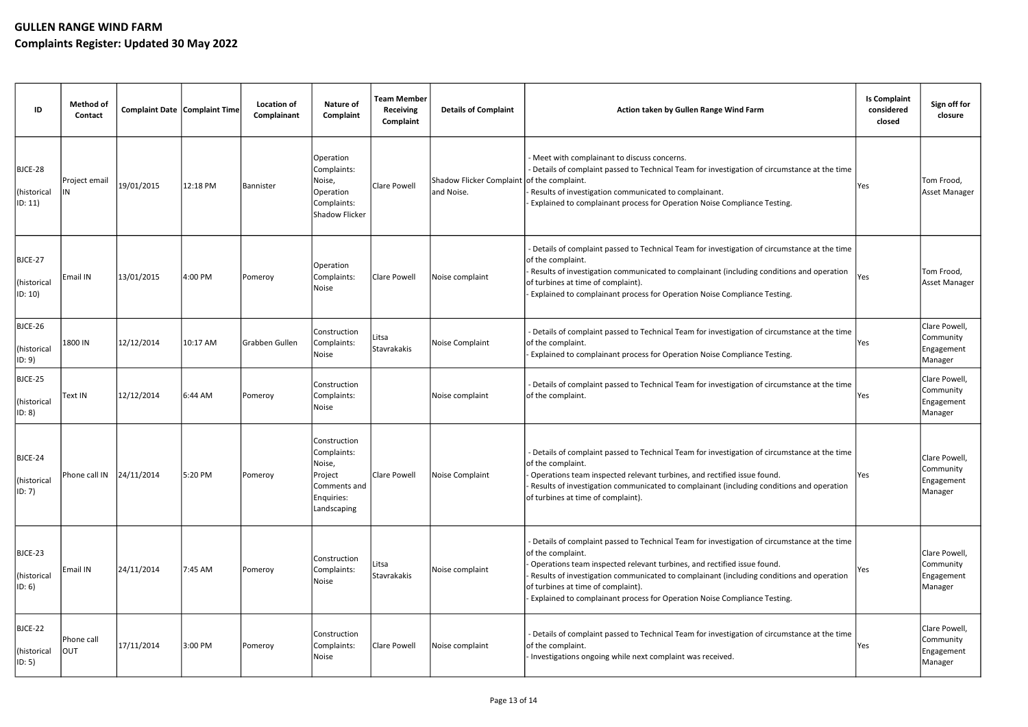# GULLEN RANGE WIND FARM

## Complaints Register: Updated 30 May 2022

| ID | Method of Contact | Complaint Date | Complaint Time | Location of Complainant | Nature of Complaint | Team Member Receiving Complaint | Details of Complaint | Action taken by Gullen Range Wind Farm | Is Complaint considered closed | Sign off for closure |
|---|---|---|---|---|---|---|---|---|---|---|
| BJCE-28 (historical ID: 11) | Project email IN | 19/01/2015 | 12:18 PM | Bannister | Operation Complaints: Noise, Operation Complaints: Shadow Flicker | Clare Powell | Shadow Flicker Complaint and Noise. | - Meet with complainant to discuss concerns.<br>- Details of complaint passed to Technical Team for investigation of circumstance at the time of the complaint.<br>- Results of investigation communicated to complainant.<br>- Explained to complainant process for Operation Noise Compliance Testing. | Yes | Tom Frood, Asset Manager |
| BJCE-27 (historical ID: 10) | Email IN | 13/01/2015 | 4:00 PM | Pomeroy | Operation Complaints: Noise | Clare Powell | Noise complaint | - Details of complaint passed to Technical Team for investigation of circumstance at the time of the complaint.<br>- Results of investigation communicated to complainant (including conditions and operation of turbines at time of complaint).<br>- Explained to complainant process for Operation Noise Compliance Testing. | Yes | Tom Frood, Asset Manager |
| BJCE-26 (historical ID: 9) | 1800 IN | 12/12/2014 | 10:17 AM | Grabben Gullen | Construction Complaints: Noise | Litsa Stavrakakis | Noise Complaint | - Details of complaint passed to Technical Team for investigation of circumstance at the time of the complaint.<br>- Explained to complainant process for Operation Noise Compliance Testing. | Yes | Clare Powell, Community Engagement Manager |
| BJCE-25 (historical ID: 8) | Text IN | 12/12/2014 | 6:44 AM | Pomeroy | Construction Complaints: Noise | | Noise complaint | - Details of complaint passed to Technical Team for investigation of circumstance at the time of the complaint. | Yes | Clare Powell, Community Engagement Manager |
| BJCE-24 (historical ID: 7) | Phone call IN | 24/11/2014 | 5:20 PM | Pomeroy | Construction Complaints: Noise, Project Comments and Enquiries: Landscaping | Clare Powell | Noise Complaint | - Details of complaint passed to Technical Team for investigation of circumstance at the time of the complaint.<br>- Operations team inspected relevant turbines, and rectified issue found.<br>- Results of investigation communicated to complainant (including conditions and operation of turbines at time of complaint). | Yes | Clare Powell, Community Engagement Manager |
| BJCE-23 (historical ID: 6) | Email IN | 24/11/2014 | 7:45 AM | Pomeroy | Construction Complaints: Noise | Litsa Stavrakakis | Noise complaint | - Details of complaint passed to Technical Team for investigation of circumstance at the time of the complaint.<br>- Operations team inspected relevant turbines, and rectified issue found.<br>- Results of investigation communicated to complainant (including conditions and operation of turbines at time of complaint).<br>- Explained to complainant process for Operation Noise Compliance Testing. | Yes | Clare Powell, Community Engagement Manager |
| BJCE-22 (historical ID: 5) | Phone call OUT | 17/11/2014 | 3:00 PM | Pomeroy | Construction Complaints: Noise | Clare Powell | Noise complaint | - Details of complaint passed to Technical Team for investigation of circumstance at the time of the complaint.<br>- Investigations ongoing while next complaint was received. | Yes | Clare Powell, Community Engagement Manager |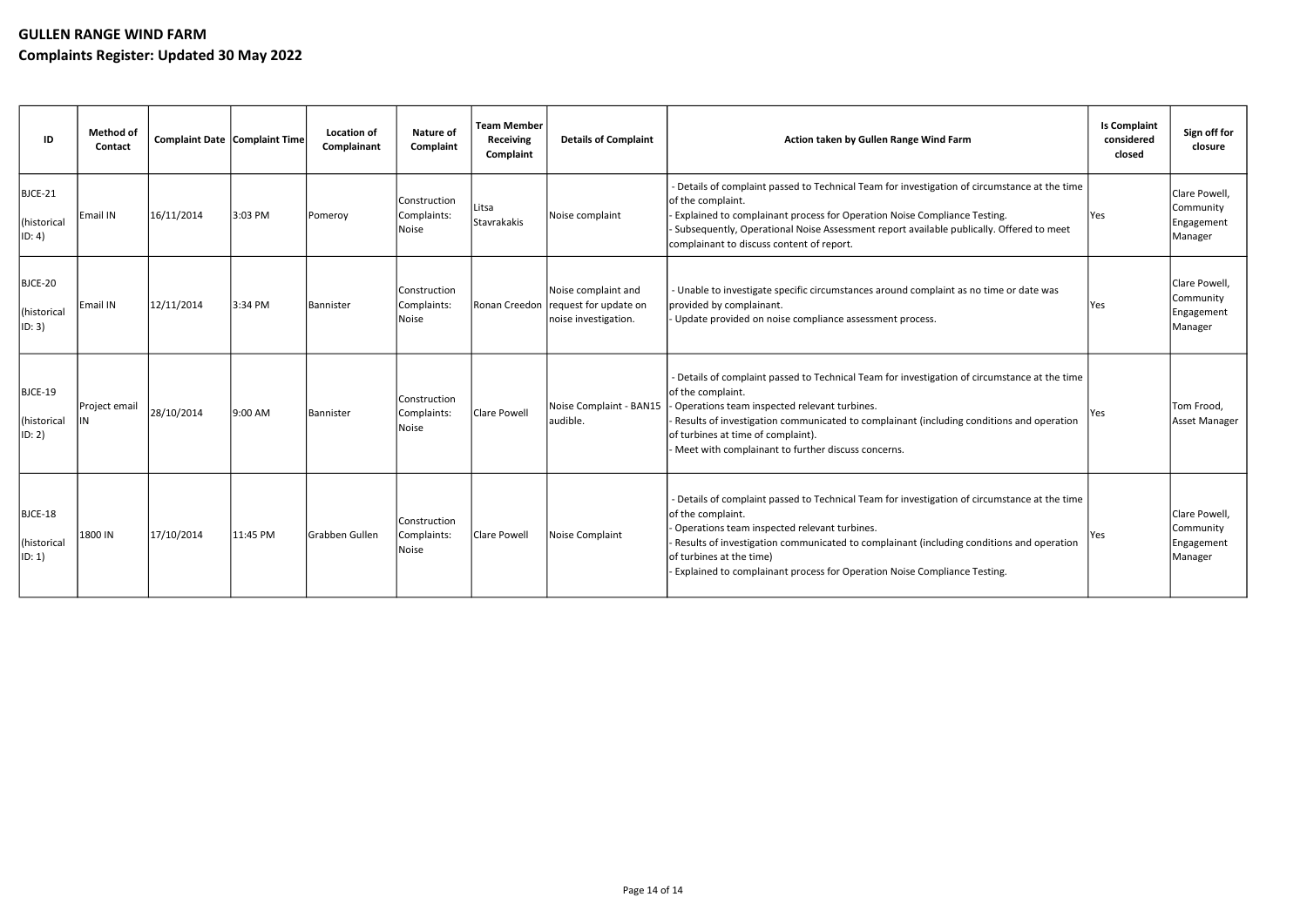# GULLEN RANGE WIND FARM

## Complaints Register: Updated 30 May 2022

| ID | Method of Contact | Complaint Date | Complaint Time | Location of Complainant | Nature of Complaint | Team Member Receiving Complaint | Details of Complaint | Action taken by Gullen Range Wind Farm | Is Complaint considered closed | Sign off for closure |
|---|---|---|---|---|---|---|---|---|---|---|
| BJCE-21<br><br>(historical ID: 4) | Email IN | 16/11/2014 | 3:03 PM | Pomeroy | Construction Complaints: Noise | Litsa Stavrakakis | Noise complaint | - Details of complaint passed to Technical Team for investigation of circumstance at the time of the complaint.<br>- Explained to complainant process for Operation Noise Compliance Testing.<br>- Subsequently, Operational Noise Assessment report available publically. Offered to meet complainant to discuss content of report. | Yes | Clare Powell, Community Engagement Manager |
| BJCE-20<br><br>(historical ID: 3) | Email IN | 12/11/2014 | 3:34 PM | Bannister | Construction Complaints: Noise | Ronan Creedon | Noise complaint and request for update on noise investigation. | - Unable to investigate specific circumstances around complaint as no time or date was provided by complainant.<br>- Update provided on noise compliance assessment process. | Yes | Clare Powell, Community Engagement Manager |
| BJCE-19<br><br>(historical ID: 2) | Project email IN | 28/10/2014 | 9:00 AM | Bannister | Construction Complaints: Noise | Clare Powell | Noise Complaint - BAN15 audible. | - Details of complaint passed to Technical Team for investigation of circumstance at the time of the complaint.<br>- Operations team inspected relevant turbines.<br>- Results of investigation communicated to complainant (including conditions and operation of turbines at time of complaint).<br>- Meet with complainant to further discuss concerns. | Yes | Tom Frood, Asset Manager |
| BJCE-18<br><br>(historical ID: 1) | 1800 IN | 17/10/2014 | 11:45 PM | Grabben Gullen | Construction Complaints: Noise | Clare Powell | Noise Complaint | - Details of complaint passed to Technical Team for investigation of circumstance at the time of the complaint.<br>- Operations team inspected relevant turbines.<br>- Results of investigation communicated to complainant (including conditions and operation of turbines at the time)<br>- Explained to complainant process for Operation Noise Compliance Testing. | Yes | Clare Powell, Community Engagement Manager |